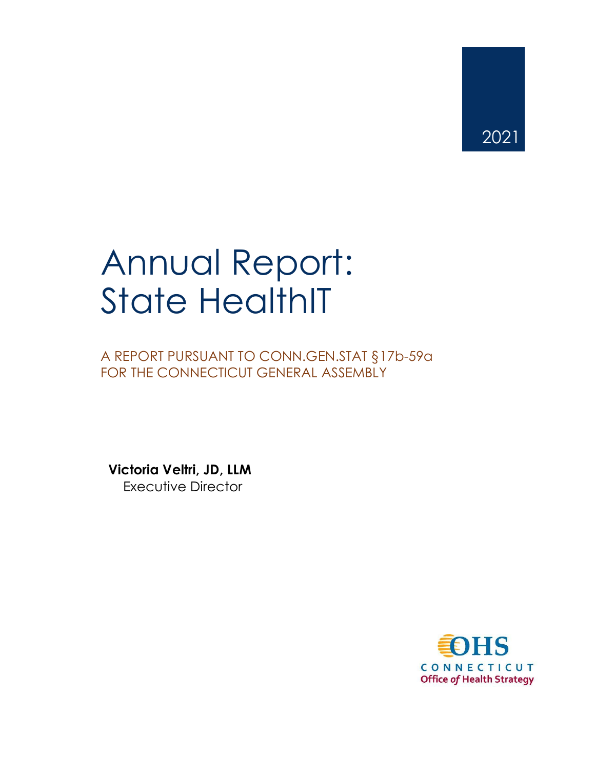2021

# Annual Report: State HealthIT

A REPORT PURSUANT TO CONN.GEN.STAT §17b-59a FOR THE CONNECTICUT GENERAL ASSEMBLY

**Victoria Veltri, JD, LLM**
Executive Director

OHS
CONNECTICUT
Office *of* Health Strategy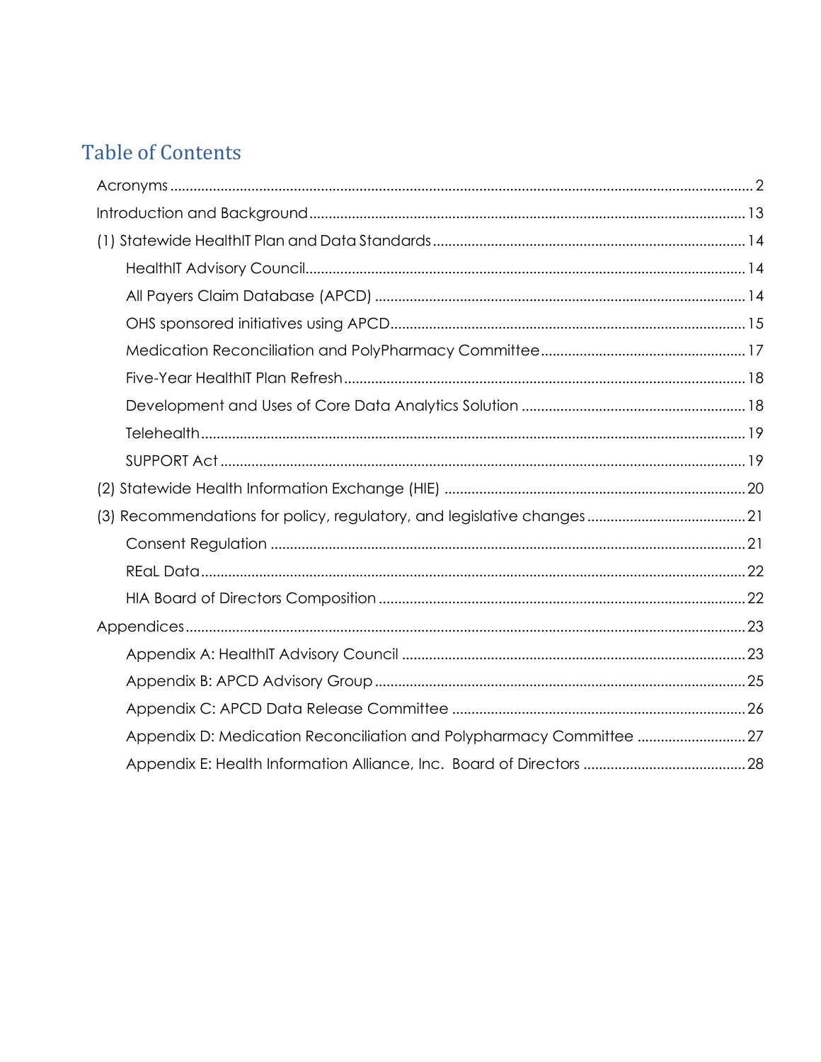# Table of Contents

- Acronyms ..... 2
- Introduction and Background ..... 13
- (1) Statewide HealthIT Plan and Data Standards ..... 14
  - HealthIT Advisory Council ..... 14
  - All Payers Claim Database (APCD) ..... 14
  - OHS sponsored initiatives using APCD ..... 15
  - Medication Reconciliation and PolyPharmacy Committee ..... 17
  - Five-Year HealthIT Plan Refresh ..... 18
  - Development and Uses of Core Data Analytics Solution ..... 18
  - Telehealth ..... 19
  - SUPPORT Act ..... 19
- (2) Statewide Health Information Exchange (HIE) ..... 20
- (3) Recommendations for policy, regulatory, and legislative changes ..... 21
  - Consent Regulation ..... 21
  - REaL Data ..... 22
  - HIA Board of Directors Composition ..... 22
- Appendices ..... 23
  - Appendix A: HealthIT Advisory Council ..... 23
  - Appendix B: APCD Advisory Group ..... 25
  - Appendix C: APCD Data Release Committee ..... 26
  - Appendix D: Medication Reconciliation and Polypharmacy Committee ..... 27
  - Appendix E: Health Information Alliance, Inc. Board of Directors ..... 28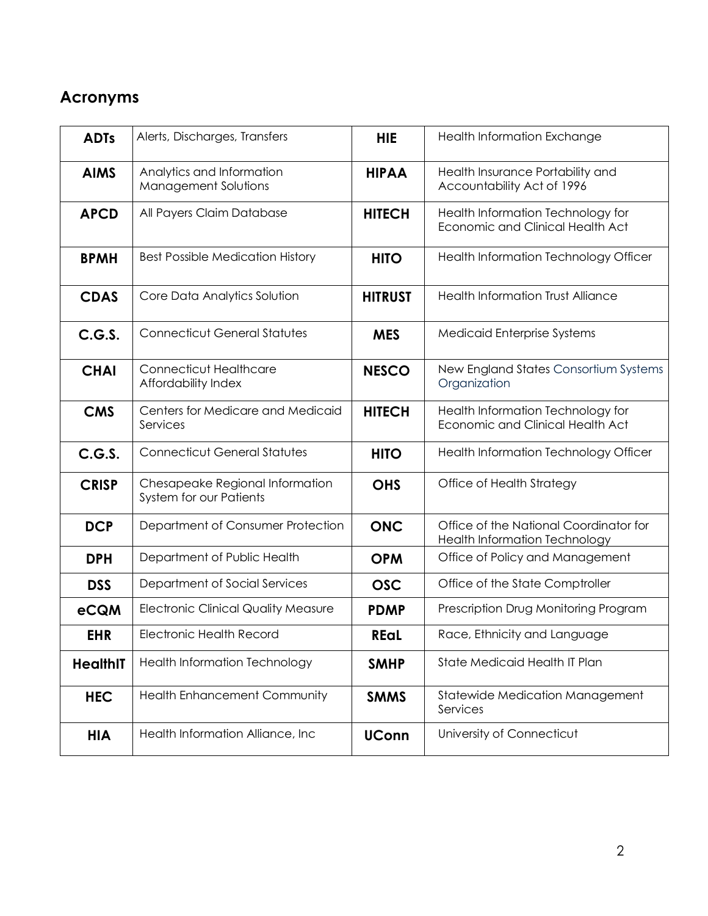## Acronyms

| | | | |
|---|---|---|---|
| **ADTs** | Alerts, Discharges, Transfers | **HIE** | Health Information Exchange |
| **AIMS** | Analytics and Information Management Solutions | **HIPAA** | Health Insurance Portability and Accountability Act of 1996 |
| **APCD** | All Payers Claim Database | **HITECH** | Health Information Technology for Economic and Clinical Health Act |
| **BPMH** | Best Possible Medication History | **HITO** | Health Information Technology Officer |
| **CDAS** | Core Data Analytics Solution | **HITRUST** | Health Information Trust Alliance |
| **C.G.S.** | Connecticut General Statutes | **MES** | Medicaid Enterprise Systems |
| **CHAI** | Connecticut Healthcare Affordability Index | **NESCO** | New England States Consortium Systems Organization |
| **CMS** | Centers for Medicare and Medicaid Services | **HITECH** | Health Information Technology for Economic and Clinical Health Act |
| **C.G.S.** | Connecticut General Statutes | **HITO** | Health Information Technology Officer |
| **CRISP** | Chesapeake Regional Information System for our Patients | **OHS** | Office of Health Strategy |
| **DCP** | Department of Consumer Protection | **ONC** | Office of the National Coordinator for Health Information Technology |
| **DPH** | Department of Public Health | **OPM** | Office of Policy and Management |
| **DSS** | Department of Social Services | **OSC** | Office of the State Comptroller |
| **eCQM** | Electronic Clinical Quality Measure | **PDMP** | Prescription Drug Monitoring Program |
| **EHR** | Electronic Health Record | **REaL** | Race, Ethnicity and Language |
| **HealthIT** | Health Information Technology | **SMHP** | State Medicaid Health IT Plan |
| **HEC** | Health Enhancement Community | **SMMS** | Statewide Medication Management Services |
| **HIA** | Health Information Alliance, Inc | **UConn** | University of Connecticut |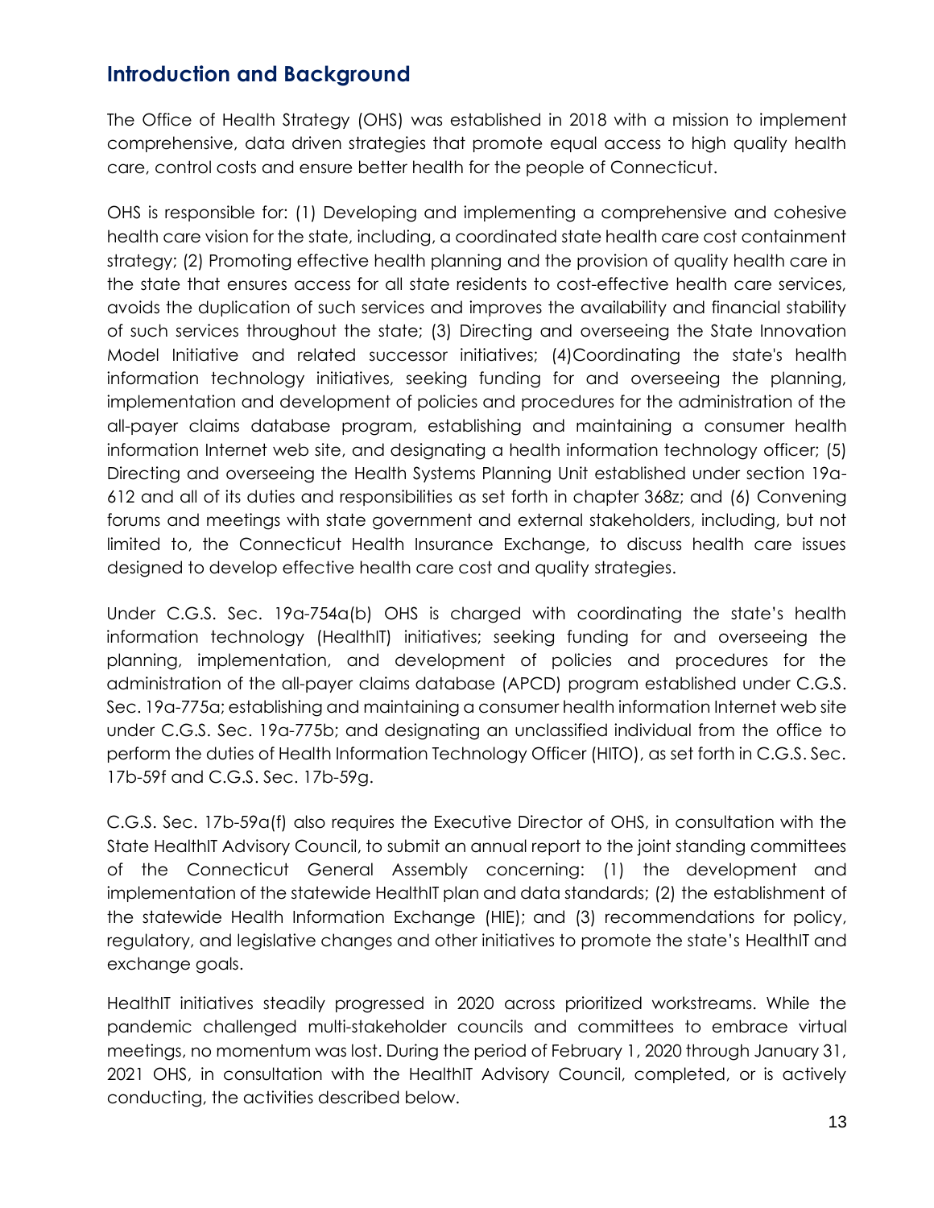## Introduction and Background

The Office of Health Strategy (OHS) was established in 2018 with a mission to implement comprehensive, data driven strategies that promote equal access to high quality health care, control costs and ensure better health for the people of Connecticut.

OHS is responsible for: (1) Developing and implementing a comprehensive and cohesive health care vision for the state, including, a coordinated state health care cost containment strategy; (2) Promoting effective health planning and the provision of quality health care in the state that ensures access for all state residents to cost-effective health care services, avoids the duplication of such services and improves the availability and financial stability of such services throughout the state; (3) Directing and overseeing the State Innovation Model Initiative and related successor initiatives; (4)Coordinating the state's health information technology initiatives, seeking funding for and overseeing the planning, implementation and development of policies and procedures for the administration of the all-payer claims database program, establishing and maintaining a consumer health information Internet web site, and designating a health information technology officer; (5) Directing and overseeing the Health Systems Planning Unit established under section 19a-612 and all of its duties and responsibilities as set forth in chapter 368z; and (6) Convening forums and meetings with state government and external stakeholders, including, but not limited to, the Connecticut Health Insurance Exchange, to discuss health care issues designed to develop effective health care cost and quality strategies.

Under C.G.S. Sec. 19a-754a(b) OHS is charged with coordinating the state's health information technology (HealthIT) initiatives; seeking funding for and overseeing the planning, implementation, and development of policies and procedures for the administration of the all-payer claims database (APCD) program established under C.G.S. Sec. 19a-775a; establishing and maintaining a consumer health information Internet web site under C.G.S. Sec. 19a-775b; and designating an unclassified individual from the office to perform the duties of Health Information Technology Officer (HITO), as set forth in C.G.S. Sec. 17b-59f and C.G.S. Sec. 17b-59g.

C.G.S. Sec. 17b-59a(f) also requires the Executive Director of OHS, in consultation with the State HealthIT Advisory Council, to submit an annual report to the joint standing committees of the Connecticut General Assembly concerning: (1) the development and implementation of the statewide HealthIT plan and data standards; (2) the establishment of the statewide Health Information Exchange (HIE); and (3) recommendations for policy, regulatory, and legislative changes and other initiatives to promote the state's HealthIT and exchange goals.

HealthIT initiatives steadily progressed in 2020 across prioritized workstreams. While the pandemic challenged multi-stakeholder councils and committees to embrace virtual meetings, no momentum was lost. During the period of February 1, 2020 through January 31, 2021 OHS, in consultation with the HealthIT Advisory Council, completed, or is actively conducting, the activities described below.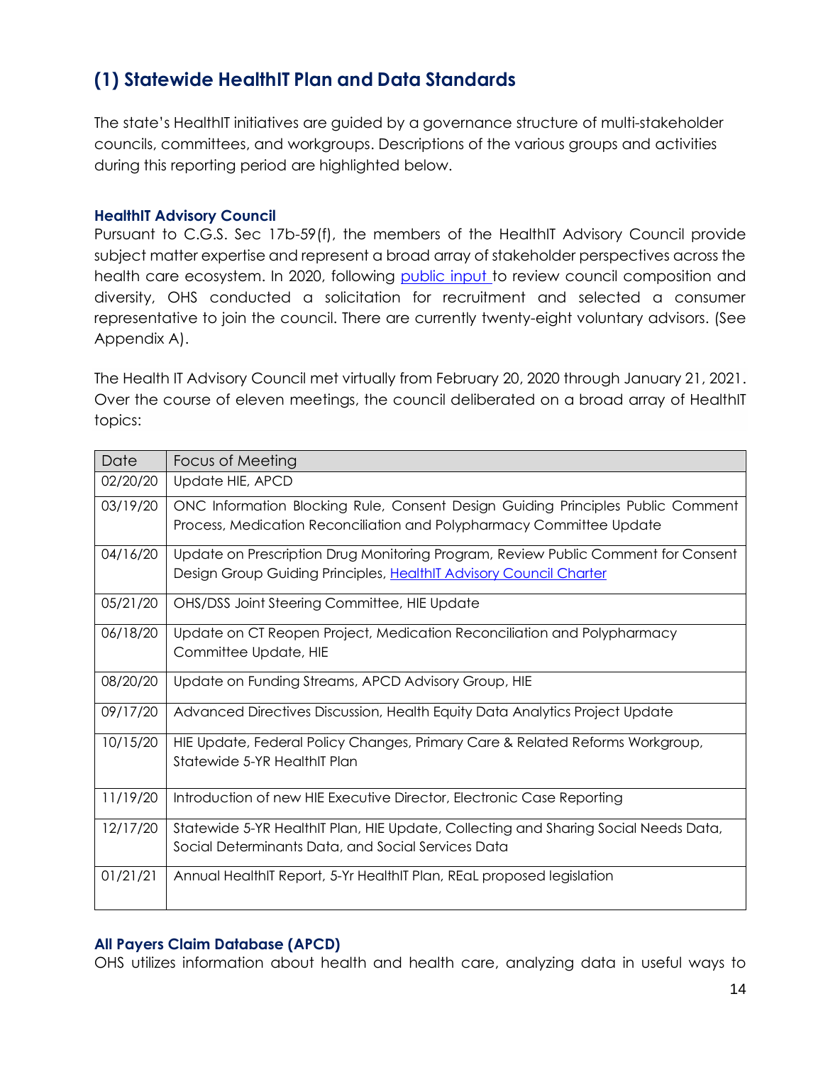## (1) Statewide HealthIT Plan and Data Standards

The state's HealthIT initiatives are guided by a governance structure of multi-stakeholder councils, committees, and workgroups. Descriptions of the various groups and activities during this reporting period are highlighted below.

### HealthIT Advisory Council

Pursuant to C.G.S. Sec 17b-59(f), the members of the HealthIT Advisory Council provide subject matter expertise and represent a broad array of stakeholder perspectives across the health care ecosystem. In 2020, following public input to review council composition and diversity, OHS conducted a solicitation for recruitment and selected a consumer representative to join the council. There are currently twenty-eight voluntary advisors. (See Appendix A).

The Health IT Advisory Council met virtually from February 20, 2020 through January 21, 2021. Over the course of eleven meetings, the council deliberated on a broad array of HealthIT topics:

| Date | Focus of Meeting |
|---|---|
| 02/20/20 | Update HIE, APCD |
| 03/19/20 | ONC Information Blocking Rule, Consent Design Guiding Principles Public Comment Process, Medication Reconciliation and Polypharmacy Committee Update |
| 04/16/20 | Update on Prescription Drug Monitoring Program, Review Public Comment for Consent Design Group Guiding Principles, HealthIT Advisory Council Charter |
| 05/21/20 | OHS/DSS Joint Steering Committee, HIE Update |
| 06/18/20 | Update on CT Reopen Project, Medication Reconciliation and Polypharmacy Committee Update, HIE |
| 08/20/20 | Update on Funding Streams, APCD Advisory Group, HIE |
| 09/17/20 | Advanced Directives Discussion, Health Equity Data Analytics Project Update |
| 10/15/20 | HIE Update, Federal Policy Changes, Primary Care & Related Reforms Workgroup, Statewide 5-YR HealthIT Plan |
| 11/19/20 | Introduction of new HIE Executive Director, Electronic Case Reporting |
| 12/17/20 | Statewide 5-YR HealthIT Plan, HIE Update, Collecting and Sharing Social Needs Data, Social Determinants Data, and Social Services Data |
| 01/21/21 | Annual HealthIT Report, 5-Yr HealthIT Plan, REaL proposed legislation |

### All Payers Claim Database (APCD)

OHS utilizes information about health and health care, analyzing data in useful ways to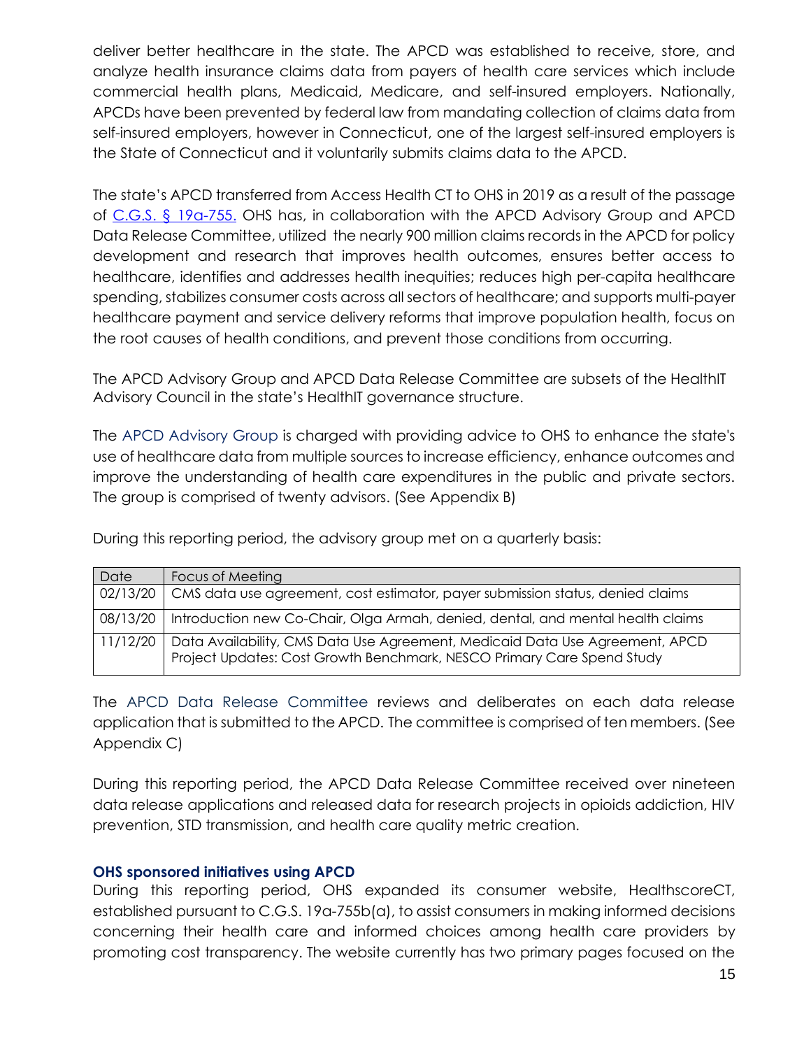deliver better healthcare in the state. The APCD was established to receive, store, and analyze health insurance claims data from payers of health care services which include commercial health plans, Medicaid, Medicare, and self-insured employers. Nationally, APCDs have been prevented by federal law from mandating collection of claims data from self-insured employers, however in Connecticut, one of the largest self-insured employers is the State of Connecticut and it voluntarily submits claims data to the APCD.

The state's APCD transferred from Access Health CT to OHS in 2019 as a result of the passage of [C.G.S. § 19a-755.](#) OHS has, in collaboration with the APCD Advisory Group and APCD Data Release Committee, utilized the nearly 900 million claims records in the APCD for policy development and research that improves health outcomes, ensures better access to healthcare, identifies and addresses health inequities; reduces high per-capita healthcare spending, stabilizes consumer costs across all sectors of healthcare; and supports multi-payer healthcare payment and service delivery reforms that improve population health, focus on the root causes of health conditions, and prevent those conditions from occurring.

The APCD Advisory Group and APCD Data Release Committee are subsets of the HealthIT Advisory Council in the state's HealthIT governance structure.

The APCD Advisory Group is charged with providing advice to OHS to enhance the state's use of healthcare data from multiple sources to increase efficiency, enhance outcomes and improve the understanding of health care expenditures in the public and private sectors. The group is comprised of twenty advisors. (See Appendix B)

During this reporting period, the advisory group met on a quarterly basis:

| Date | Focus of Meeting |
|---|---|
| 02/13/20 | CMS data use agreement, cost estimator, payer submission status, denied claims |
| 08/13/20 | Introduction new Co-Chair, Olga Armah, denied, dental, and mental health claims |
| 11/12/20 | Data Availability, CMS Data Use Agreement, Medicaid Data Use Agreement, APCD Project Updates: Cost Growth Benchmark, NESCO Primary Care Spend Study |

The APCD Data Release Committee reviews and deliberates on each data release application that is submitted to the APCD. The committee is comprised of ten members. (See Appendix C)

During this reporting period, the APCD Data Release Committee received over nineteen data release applications and released data for research projects in opioids addiction, HIV prevention, STD transmission, and health care quality metric creation.

### OHS sponsored initiatives using APCD

During this reporting period, OHS expanded its consumer website, HealthscoreCT, established pursuant to C.G.S. 19a-755b(a), to assist consumers in making informed decisions concerning their health care and informed choices among health care providers by promoting cost transparency. The website currently has two primary pages focused on the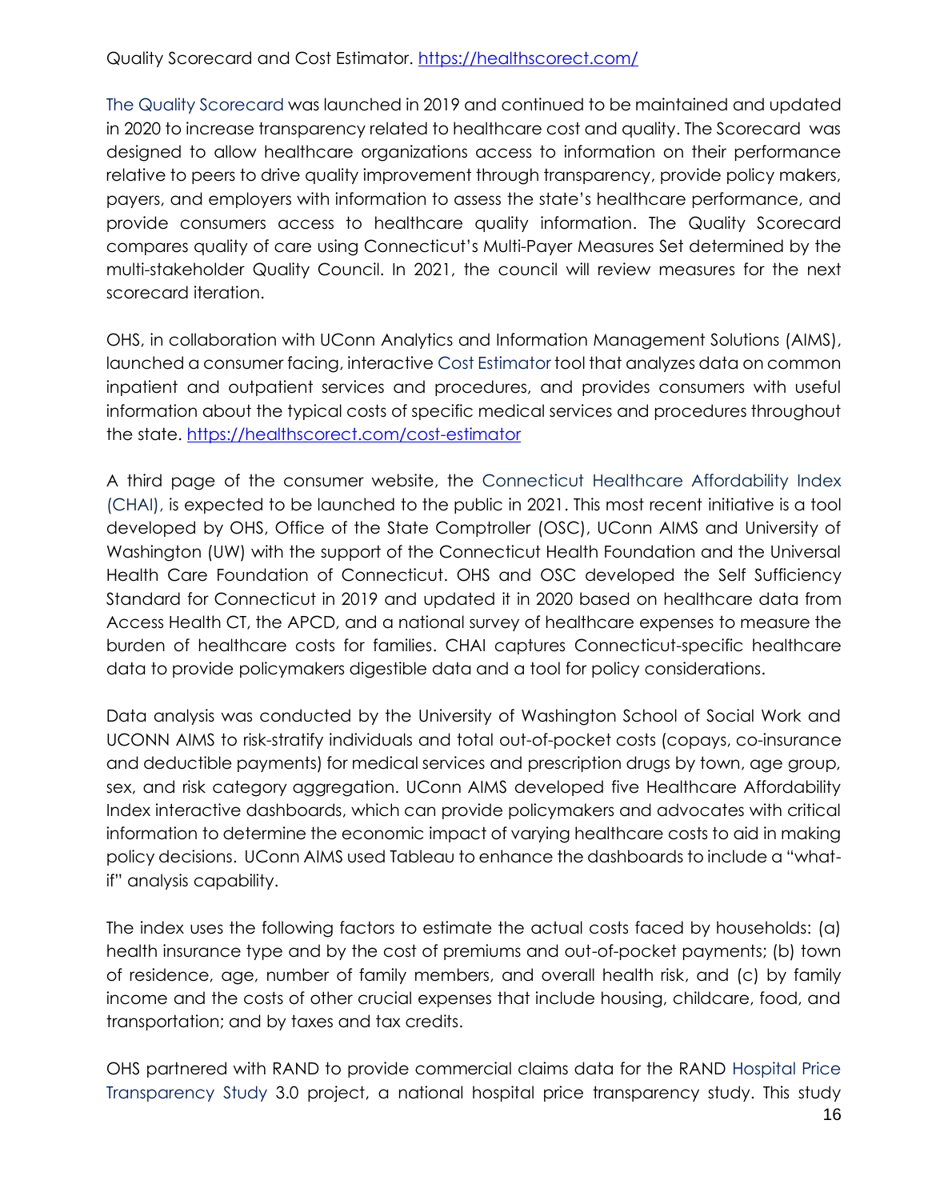Quality Scorecard and Cost Estimator. https://healthscorect.com/

The Quality Scorecard was launched in 2019 and continued to be maintained and updated in 2020 to increase transparency related to healthcare cost and quality. The Scorecard was designed to allow healthcare organizations access to information on their performance relative to peers to drive quality improvement through transparency, provide policy makers, payers, and employers with information to assess the state's healthcare performance, and provide consumers access to healthcare quality information. The Quality Scorecard compares quality of care using Connecticut's Multi-Payer Measures Set determined by the multi-stakeholder Quality Council. In 2021, the council will review measures for the next scorecard iteration.

OHS, in collaboration with UConn Analytics and Information Management Solutions (AIMS), launched a consumer facing, interactive Cost Estimator tool that analyzes data on common inpatient and outpatient services and procedures, and provides consumers with useful information about the typical costs of specific medical services and procedures throughout the state. https://healthscorect.com/cost-estimator

A third page of the consumer website, the Connecticut Healthcare Affordability Index (CHAI), is expected to be launched to the public in 2021. This most recent initiative is a tool developed by OHS, Office of the State Comptroller (OSC), UConn AIMS and University of Washington (UW) with the support of the Connecticut Health Foundation and the Universal Health Care Foundation of Connecticut. OHS and OSC developed the Self Sufficiency Standard for Connecticut in 2019 and updated it in 2020 based on healthcare data from Access Health CT, the APCD, and a national survey of healthcare expenses to measure the burden of healthcare costs for families. CHAI captures Connecticut-specific healthcare data to provide policymakers digestible data and a tool for policy considerations.

Data analysis was conducted by the University of Washington School of Social Work and UCONN AIMS to risk-stratify individuals and total out-of-pocket costs (copays, co-insurance and deductible payments) for medical services and prescription drugs by town, age group, sex, and risk category aggregation. UConn AIMS developed five Healthcare Affordability Index interactive dashboards, which can provide policymakers and advocates with critical information to determine the economic impact of varying healthcare costs to aid in making policy decisions. UConn AIMS used Tableau to enhance the dashboards to include a "what-if" analysis capability.

The index uses the following factors to estimate the actual costs faced by households: (a) health insurance type and by the cost of premiums and out-of-pocket payments; (b) town of residence, age, number of family members, and overall health risk, and (c) by family income and the costs of other crucial expenses that include housing, childcare, food, and transportation; and by taxes and tax credits.

OHS partnered with RAND to provide commercial claims data for the RAND Hospital Price Transparency Study 3.0 project, a national hospital price transparency study. This study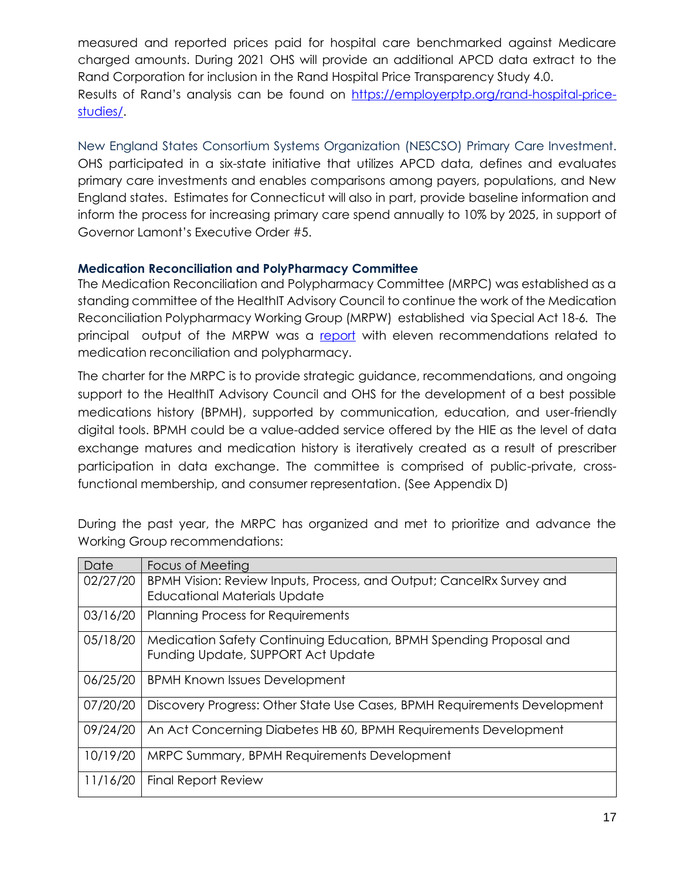measured and reported prices paid for hospital care benchmarked against Medicare charged amounts. During 2021 OHS will provide an additional APCD data extract to the Rand Corporation for inclusion in the Rand Hospital Price Transparency Study 4.0.
Results of Rand's analysis can be found on [https://employerptp.org/rand-hospital-price-studies/](https://employerptp.org/rand-hospital-price-studies/).

New England States Consortium Systems Organization (NESCSO) Primary Care Investment. OHS participated in a six-state initiative that utilizes APCD data, defines and evaluates primary care investments and enables comparisons among payers, populations, and New England states. Estimates for Connecticut will also in part, provide baseline information and inform the process for increasing primary care spend annually to 10% by 2025, in support of Governor Lamont's Executive Order #5.

### Medication Reconciliation and PolyPharmacy Committee

The Medication Reconciliation and Polypharmacy Committee (MRPC) was established as a standing committee of the HealthIT Advisory Council to continue the work of the Medication Reconciliation Polypharmacy Working Group (MRPW) established via Special Act 18-6. The principal output of the MRPW was a report with eleven recommendations related to medication reconciliation and polypharmacy.

The charter for the MRPC is to provide strategic guidance, recommendations, and ongoing support to the HealthIT Advisory Council and OHS for the development of a best possible medications history (BPMH), supported by communication, education, and user-friendly digital tools. BPMH could be a value-added service offered by the HIE as the level of data exchange matures and medication history is iteratively created as a result of prescriber participation in data exchange. The committee is comprised of public-private, cross-functional membership, and consumer representation. (See Appendix D)

During the past year, the MRPC has organized and met to prioritize and advance the Working Group recommendations:

| Date | Focus of Meeting |
|---|---|
| 02/27/20 | BPMH Vision: Review Inputs, Process, and Output; CancelRx Survey and Educational Materials Update |
| 03/16/20 | Planning Process for Requirements |
| 05/18/20 | Medication Safety Continuing Education, BPMH Spending Proposal and Funding Update, SUPPORT Act Update |
| 06/25/20 | BPMH Known Issues Development |
| 07/20/20 | Discovery Progress: Other State Use Cases, BPMH Requirements Development |
| 09/24/20 | An Act Concerning Diabetes HB 60, BPMH Requirements Development |
| 10/19/20 | MRPC Summary, BPMH Requirements Development |
| 11/16/20 | Final Report Review |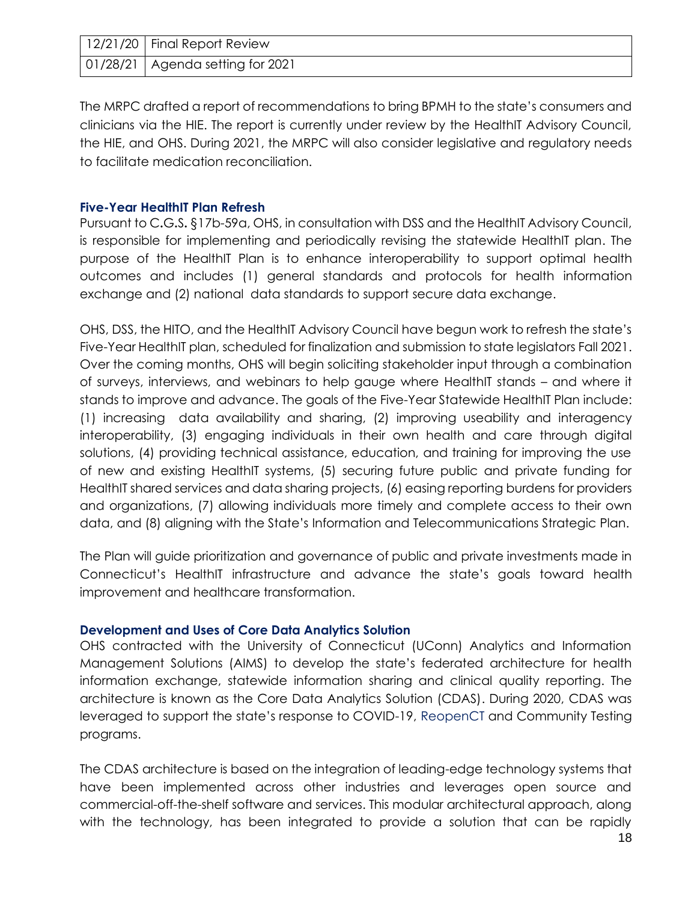| 12/21/20 | Final Report Review |
|---|---|
| 01/28/21 | Agenda setting for 2021 |

The MRPC drafted a report of recommendations to bring BPMH to the state's consumers and clinicians via the HIE. The report is currently under review by the HealthIT Advisory Council, the HIE, and OHS. During 2021, the MRPC will also consider legislative and regulatory needs to facilitate medication reconciliation.

### Five-Year HealthIT Plan Refresh

Pursuant to C.G.S. §17b-59a, OHS, in consultation with DSS and the HealthIT Advisory Council, is responsible for implementing and periodically revising the statewide HealthIT plan. The purpose of the HealthIT Plan is to enhance interoperability to support optimal health outcomes and includes (1) general standards and protocols for health information exchange and (2) national data standards to support secure data exchange.

OHS, DSS, the HITO, and the HealthIT Advisory Council have begun work to refresh the state's Five-Year HealthIT plan, scheduled for finalization and submission to state legislators Fall 2021. Over the coming months, OHS will begin soliciting stakeholder input through a combination of surveys, interviews, and webinars to help gauge where HealthIT stands – and where it stands to improve and advance. The goals of the Five-Year Statewide HealthIT Plan include: (1) increasing data availability and sharing, (2) improving useability and interagency interoperability, (3) engaging individuals in their own health and care through digital solutions, (4) providing technical assistance, education, and training for improving the use of new and existing HealthIT systems, (5) securing future public and private funding for HealthIT shared services and data sharing projects, (6) easing reporting burdens for providers and organizations, (7) allowing individuals more timely and complete access to their own data, and (8) aligning with the State's Information and Telecommunications Strategic Plan.

The Plan will guide prioritization and governance of public and private investments made in Connecticut's HealthIT infrastructure and advance the state's goals toward health improvement and healthcare transformation.

### Development and Uses of Core Data Analytics Solution

OHS contracted with the University of Connecticut (UConn) Analytics and Information Management Solutions (AIMS) to develop the state's federated architecture for health information exchange, statewide information sharing and clinical quality reporting. The architecture is known as the Core Data Analytics Solution (CDAS). During 2020, CDAS was leveraged to support the state's response to COVID-19, ReopenCT and Community Testing programs.

The CDAS architecture is based on the integration of leading-edge technology systems that have been implemented across other industries and leverages open source and commercial-off-the-shelf software and services. This modular architectural approach, along with the technology, has been integrated to provide a solution that can be rapidly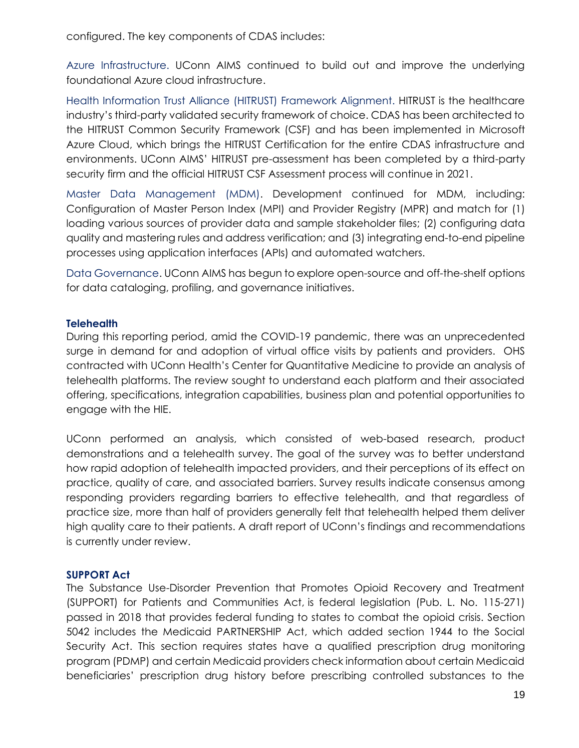configured. The key components of CDAS includes:

Azure Infrastructure. UConn AIMS continued to build out and improve the underlying foundational Azure cloud infrastructure.

Health Information Trust Alliance (HITRUST) Framework Alignment. HITRUST is the healthcare industry's third-party validated security framework of choice. CDAS has been architected to the HITRUST Common Security Framework (CSF) and has been implemented in Microsoft Azure Cloud, which brings the HITRUST Certification for the entire CDAS infrastructure and environments. UConn AIMS' HITRUST pre-assessment has been completed by a third-party security firm and the official HITRUST CSF Assessment process will continue in 2021.

Master Data Management (MDM). Development continued for MDM, including: Configuration of Master Person Index (MPI) and Provider Registry (MPR) and match for (1) loading various sources of provider data and sample stakeholder files; (2) configuring data quality and mastering rules and address verification; and (3) integrating end-to-end pipeline processes using application interfaces (APIs) and automated watchers.

Data Governance. UConn AIMS has begun to explore open-source and off-the-shelf options for data cataloging, profiling, and governance initiatives.

### Telehealth

During this reporting period, amid the COVID-19 pandemic, there was an unprecedented surge in demand for and adoption of virtual office visits by patients and providers. OHS contracted with UConn Health's Center for Quantitative Medicine to provide an analysis of telehealth platforms. The review sought to understand each platform and their associated offering, specifications, integration capabilities, business plan and potential opportunities to engage with the HIE.

UConn performed an analysis, which consisted of web-based research, product demonstrations and a telehealth survey. The goal of the survey was to better understand how rapid adoption of telehealth impacted providers, and their perceptions of its effect on practice, quality of care, and associated barriers. Survey results indicate consensus among responding providers regarding barriers to effective telehealth, and that regardless of practice size, more than half of providers generally felt that telehealth helped them deliver high quality care to their patients. A draft report of UConn's findings and recommendations is currently under review.

### SUPPORT Act

The Substance Use-Disorder Prevention that Promotes Opioid Recovery and Treatment (SUPPORT) for Patients and Communities Act, is federal legislation (Pub. L. No. 115-271) passed in 2018 that provides federal funding to states to combat the opioid crisis. Section 5042 includes the Medicaid PARTNERSHIP Act, which added section 1944 to the Social Security Act. This section requires states have a qualified prescription drug monitoring program (PDMP) and certain Medicaid providers check information about certain Medicaid beneficiaries' prescription drug history before prescribing controlled substances to the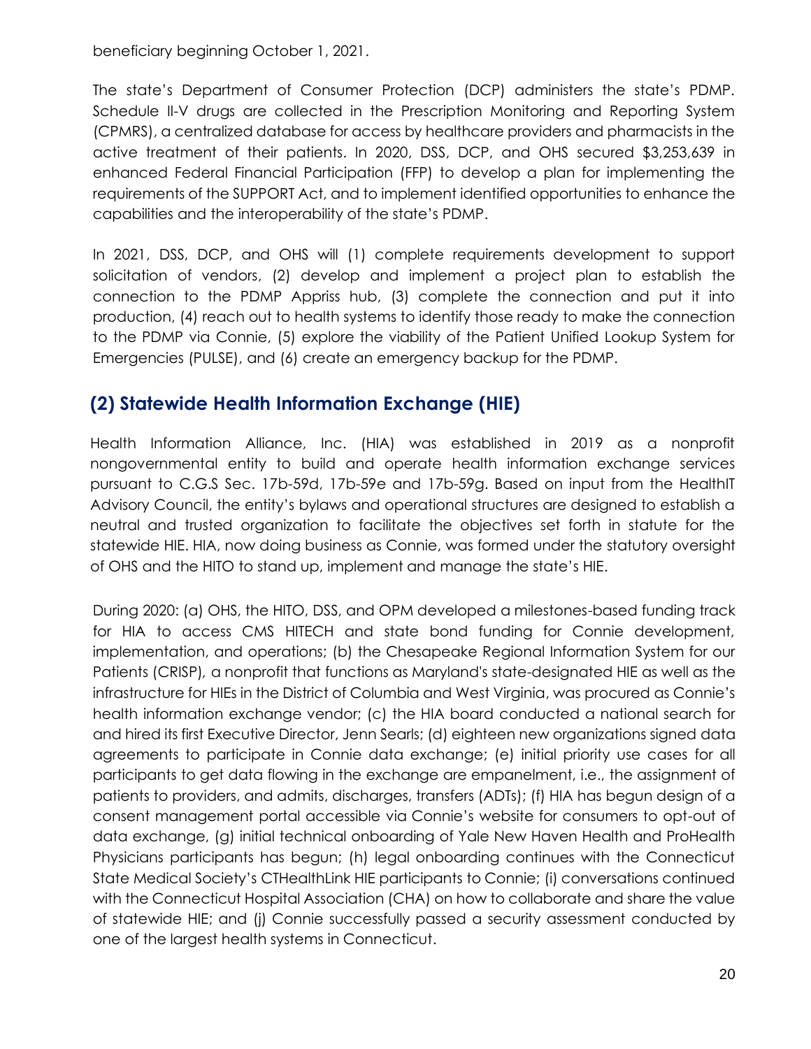beneficiary beginning October 1, 2021.

The state's Department of Consumer Protection (DCP) administers the state's PDMP. Schedule II-V drugs are collected in the Prescription Monitoring and Reporting System (CPMRS), a centralized database for access by healthcare providers and pharmacists in the active treatment of their patients. In 2020, DSS, DCP, and OHS secured $3,253,639 in enhanced Federal Financial Participation (FFP) to develop a plan for implementing the requirements of the SUPPORT Act, and to implement identified opportunities to enhance the capabilities and the interoperability of the state's PDMP.

In 2021, DSS, DCP, and OHS will (1) complete requirements development to support solicitation of vendors, (2) develop and implement a project plan to establish the connection to the PDMP Appriss hub, (3) complete the connection and put it into production, (4) reach out to health systems to identify those ready to make the connection to the PDMP via Connie, (5) explore the viability of the Patient Unified Lookup System for Emergencies (PULSE), and (6) create an emergency backup for the PDMP.

## (2) Statewide Health Information Exchange (HIE)

Health Information Alliance, Inc. (HIA) was established in 2019 as a nonprofit nongovernmental entity to build and operate health information exchange services pursuant to C.G.S Sec. 17b-59d, 17b-59e and 17b-59g. Based on input from the HealthIT Advisory Council, the entity's bylaws and operational structures are designed to establish a neutral and trusted organization to facilitate the objectives set forth in statute for the statewide HIE. HIA, now doing business as Connie, was formed under the statutory oversight of OHS and the HITO to stand up, implement and manage the state's HIE.

During 2020: (a) OHS, the HITO, DSS, and OPM developed a milestones-based funding track for HIA to access CMS HITECH and state bond funding for Connie development, implementation, and operations; (b) the Chesapeake Regional Information System for our Patients (CRISP), a nonprofit that functions as Maryland's state-designated HIE as well as the infrastructure for HIEs in the District of Columbia and West Virginia, was procured as Connie's health information exchange vendor; (c) the HIA board conducted a national search for and hired its first Executive Director, Jenn Searls; (d) eighteen new organizations signed data agreements to participate in Connie data exchange; (e) initial priority use cases for all participants to get data flowing in the exchange are empanelment, i.e., the assignment of patients to providers, and admits, discharges, transfers (ADTs); (f) HIA has begun design of a consent management portal accessible via Connie's website for consumers to opt-out of data exchange, (g) initial technical onboarding of Yale New Haven Health and ProHealth Physicians participants has begun; (h) legal onboarding continues with the Connecticut State Medical Society's CTHealthLink HIE participants to Connie; (i) conversations continued with the Connecticut Hospital Association (CHA) on how to collaborate and share the value of statewide HIE; and (j) Connie successfully passed a security assessment conducted by one of the largest health systems in Connecticut.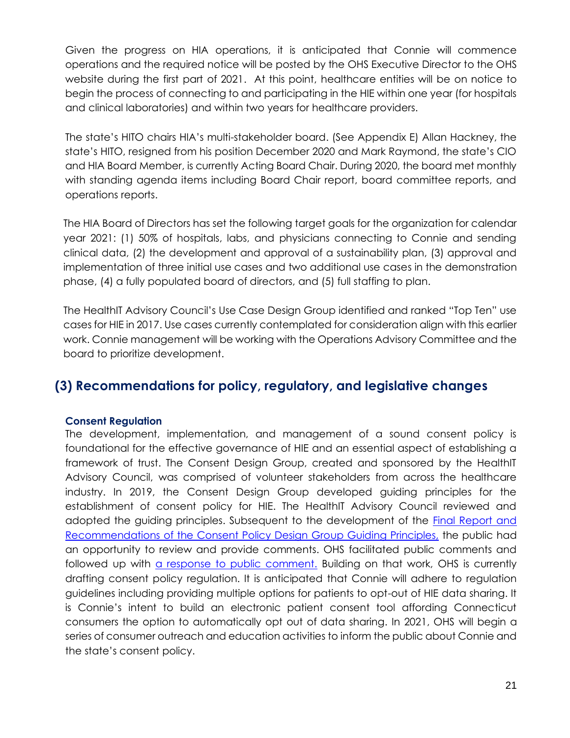Given the progress on HIA operations, it is anticipated that Connie will commence operations and the required notice will be posted by the OHS Executive Director to the OHS website during the first part of 2021. At this point, healthcare entities will be on notice to begin the process of connecting to and participating in the HIE within one year (for hospitals and clinical laboratories) and within two years for healthcare providers.

The state's HITO chairs HIA's multi-stakeholder board. (See Appendix E) Allan Hackney, the state's HITO, resigned from his position December 2020 and Mark Raymond, the state's CIO and HIA Board Member, is currently Acting Board Chair. During 2020, the board met monthly with standing agenda items including Board Chair report, board committee reports, and operations reports.

The HIA Board of Directors has set the following target goals for the organization for calendar year 2021: (1) 50% of hospitals, labs, and physicians connecting to Connie and sending clinical data, (2) the development and approval of a sustainability plan, (3) approval and implementation of three initial use cases and two additional use cases in the demonstration phase, (4) a fully populated board of directors, and (5) full staffing to plan.

The HealthIT Advisory Council's Use Case Design Group identified and ranked "Top Ten" use cases for HIE in 2017. Use cases currently contemplated for consideration align with this earlier work. Connie management will be working with the Operations Advisory Committee and the board to prioritize development.

## (3) Recommendations for policy, regulatory, and legislative changes

### Consent Regulation

The development, implementation, and management of a sound consent policy is foundational for the effective governance of HIE and an essential aspect of establishing a framework of trust. The Consent Design Group, created and sponsored by the HealthIT Advisory Council, was comprised of volunteer stakeholders from across the healthcare industry. In 2019, the Consent Design Group developed guiding principles for the establishment of consent policy for HIE. The HealthIT Advisory Council reviewed and adopted the guiding principles. Subsequent to the development of the Final Report and Recommendations of the Consent Policy Design Group Guiding Principles, the public had an opportunity to review and provide comments. OHS facilitated public comments and followed up with a response to public comment. Building on that work, OHS is currently drafting consent policy regulation. It is anticipated that Connie will adhere to regulation guidelines including providing multiple options for patients to opt-out of HIE data sharing. It is Connie's intent to build an electronic patient consent tool affording Connecticut consumers the option to automatically opt out of data sharing. In 2021, OHS will begin a series of consumer outreach and education activities to inform the public about Connie and the state's consent policy.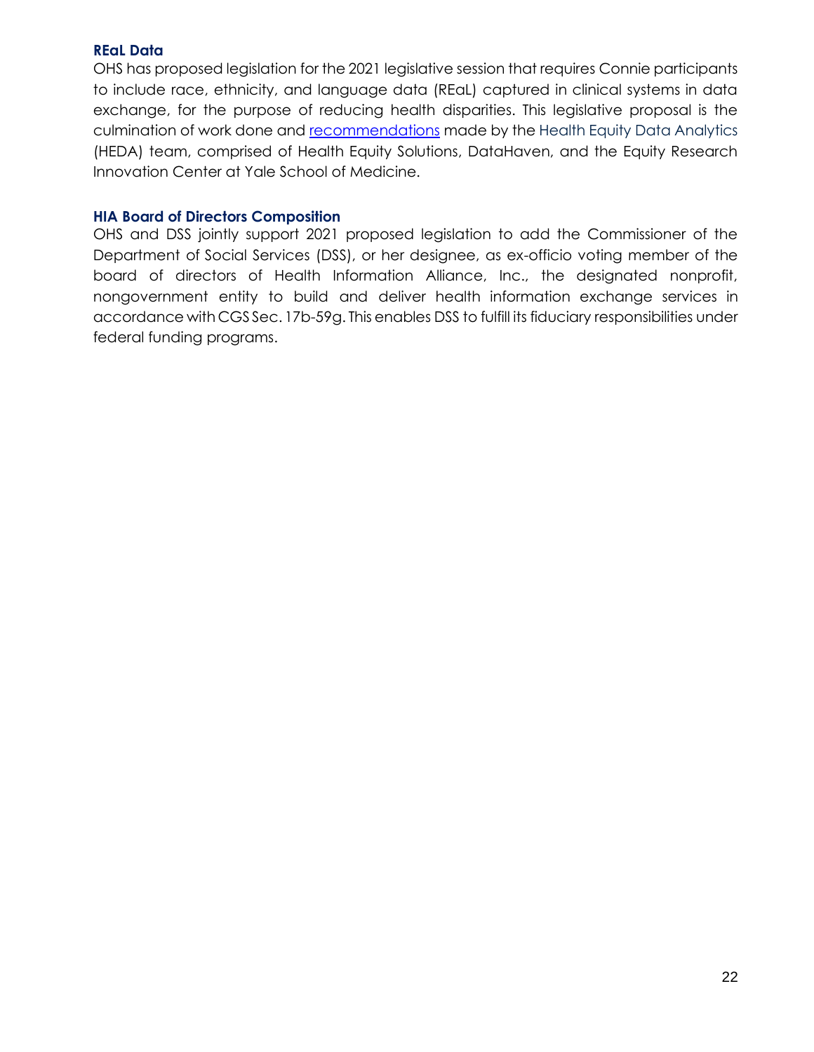### REaL Data

OHS has proposed legislation for the 2021 legislative session that requires Connie participants to include race, ethnicity, and language data (REaL) captured in clinical systems in data exchange, for the purpose of reducing health disparities. This legislative proposal is the culmination of work done and recommendations made by the Health Equity Data Analytics (HEDA) team, comprised of Health Equity Solutions, DataHaven, and the Equity Research Innovation Center at Yale School of Medicine.

### HIA Board of Directors Composition

OHS and DSS jointly support 2021 proposed legislation to add the Commissioner of the Department of Social Services (DSS), or her designee, as ex-officio voting member of the board of directors of Health Information Alliance, Inc., the designated nonprofit, nongovernment entity to build and deliver health information exchange services in accordance with CGS Sec. 17b-59g. This enables DSS to fulfill its fiduciary responsibilities under federal funding programs.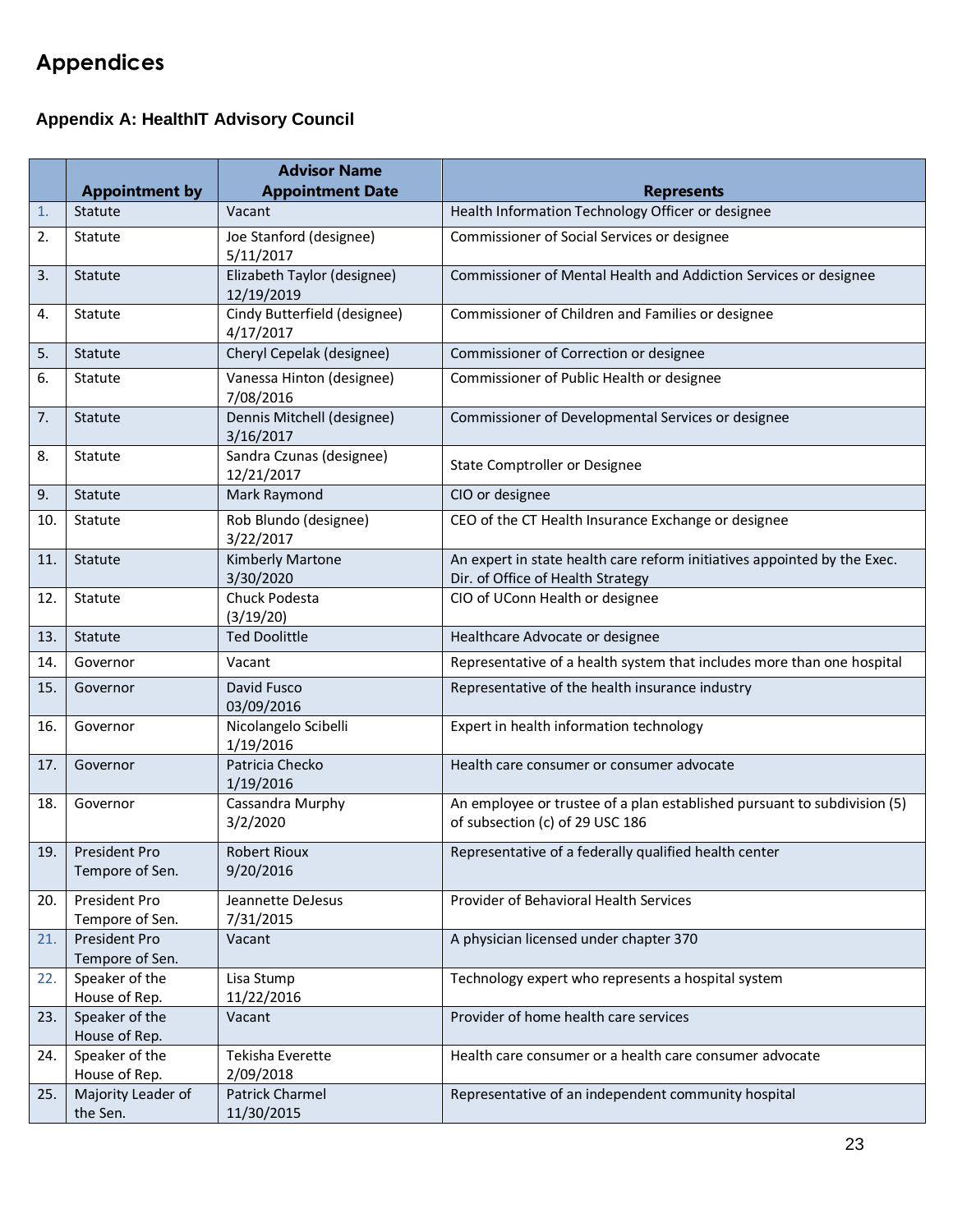# Appendices

### Appendix A: HealthIT Advisory Council

| | Appointment by | Advisor Name Appointment Date | Represents |
|---|---|---|---|
| 1. | Statute | Vacant | Health Information Technology Officer or designee |
| 2. | Statute | Joe Stanford (designee) 5/11/2017 | Commissioner of Social Services or designee |
| 3. | Statute | Elizabeth Taylor (designee) 12/19/2019 | Commissioner of Mental Health and Addiction Services or designee |
| 4. | Statute | Cindy Butterfield (designee) 4/17/2017 | Commissioner of Children and Families or designee |
| 5. | Statute | Cheryl Cepelak (designee) | Commissioner of Correction or designee |
| 6. | Statute | Vanessa Hinton (designee) 7/08/2016 | Commissioner of Public Health or designee |
| 7. | Statute | Dennis Mitchell (designee) 3/16/2017 | Commissioner of Developmental Services or designee |
| 8. | Statute | Sandra Czunas (designee) 12/21/2017 | State Comptroller or Designee |
| 9. | Statute | Mark Raymond | CIO or designee |
| 10. | Statute | Rob Blundo (designee) 3/22/2017 | CEO of the CT Health Insurance Exchange or designee |
| 11. | Statute | Kimberly Martone 3/30/2020 | An expert in state health care reform initiatives appointed by the Exec. Dir. of Office of Health Strategy |
| 12. | Statute | Chuck Podesta (3/19/20) | CIO of UConn Health or designee |
| 13. | Statute | Ted Doolittle | Healthcare Advocate or designee |
| 14. | Governor | Vacant | Representative of a health system that includes more than one hospital |
| 15. | Governor | David Fusco 03/09/2016 | Representative of the health insurance industry |
| 16. | Governor | Nicolangelo Scibelli 1/19/2016 | Expert in health information technology |
| 17. | Governor | Patricia Checko 1/19/2016 | Health care consumer or consumer advocate |
| 18. | Governor | Cassandra Murphy 3/2/2020 | An employee or trustee of a plan established pursuant to subdivision (5) of subsection (c) of 29 USC 186 |
| 19. | President Pro Tempore of Sen. | Robert Rioux 9/20/2016 | Representative of a federally qualified health center |
| 20. | President Pro Tempore of Sen. | Jeannette DeJesus 7/31/2015 | Provider of Behavioral Health Services |
| 21. | President Pro Tempore of Sen. | Vacant | A physician licensed under chapter 370 |
| 22. | Speaker of the House of Rep. | Lisa Stump 11/22/2016 | Technology expert who represents a hospital system |
| 23. | Speaker of the House of Rep. | Vacant | Provider of home health care services |
| 24. | Speaker of the House of Rep. | Tekisha Everette 2/09/2018 | Health care consumer or a health care consumer advocate |
| 25. | Majority Leader of the Sen. | Patrick Charmel 11/30/2015 | Representative of an independent community hospital |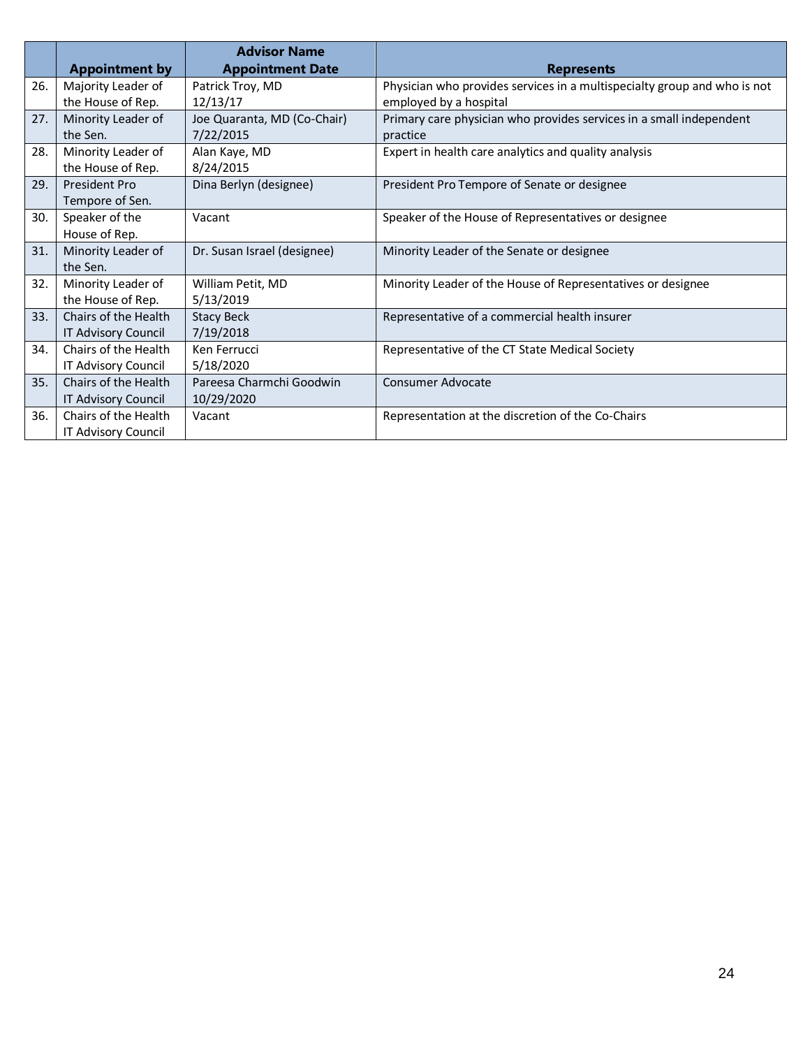| | Appointment by | Advisor Name<br>Appointment Date | Represents |
|---|---|---|---|
| 26. | Majority Leader of the House of Rep. | Patrick Troy, MD<br>12/13/17 | Physician who provides services in a multispecialty group and who is not employed by a hospital |
| 27. | Minority Leader of the Sen. | Joe Quaranta, MD (Co-Chair)<br>7/22/2015 | Primary care physician who provides services in a small independent practice |
| 28. | Minority Leader of the House of Rep. | Alan Kaye, MD<br>8/24/2015 | Expert in health care analytics and quality analysis |
| 29. | President Pro Tempore of Sen. | Dina Berlyn (designee) | President Pro Tempore of Senate or designee |
| 30. | Speaker of the House of Rep. | Vacant | Speaker of the House of Representatives or designee |
| 31. | Minority Leader of the Sen. | Dr. Susan Israel (designee) | Minority Leader of the Senate or designee |
| 32. | Minority Leader of the House of Rep. | William Petit, MD<br>5/13/2019 | Minority Leader of the House of Representatives or designee |
| 33. | Chairs of the Health IT Advisory Council | Stacy Beck<br>7/19/2018 | Representative of a commercial health insurer |
| 34. | Chairs of the Health IT Advisory Council | Ken Ferrucci<br>5/18/2020 | Representative of the CT State Medical Society |
| 35. | Chairs of the Health IT Advisory Council | Pareesa Charmchi Goodwin<br>10/29/2020 | Consumer Advocate |
| 36. | Chairs of the Health IT Advisory Council | Vacant | Representation at the discretion of the Co-Chairs |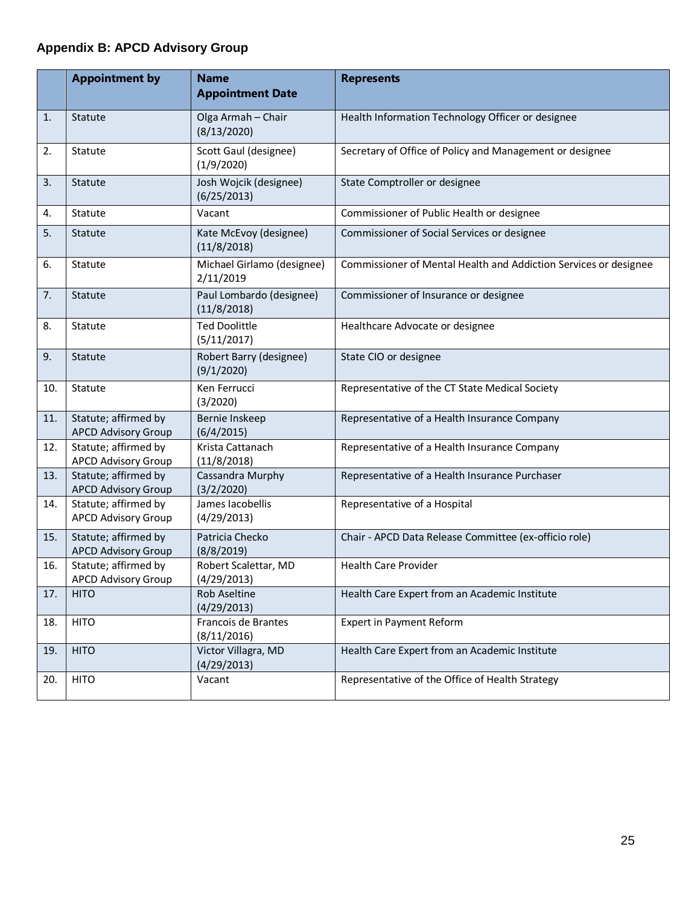## Appendix B: APCD Advisory Group

| | Appointment by | Name<br>Appointment Date | Represents |
|---|---|---|---|
| 1. | Statute | Olga Armah – Chair (8/13/2020) | Health Information Technology Officer or designee |
| 2. | Statute | Scott Gaul (designee) (1/9/2020) | Secretary of Office of Policy and Management or designee |
| 3. | Statute | Josh Wojcik (designee) (6/25/2013) | State Comptroller or designee |
| 4. | Statute | Vacant | Commissioner of Public Health or designee |
| 5. | Statute | Kate McEvoy (designee) (11/8/2018) | Commissioner of Social Services or designee |
| 6. | Statute | Michael Girlamo (designee) 2/11/2019 | Commissioner of Mental Health and Addiction Services or designee |
| 7. | Statute | Paul Lombardo (designee) (11/8/2018) | Commissioner of Insurance or designee |
| 8. | Statute | Ted Doolittle (5/11/2017) | Healthcare Advocate or designee |
| 9. | Statute | Robert Barry (designee) (9/1/2020) | State CIO or designee |
| 10. | Statute | Ken Ferrucci (3/2020) | Representative of the CT State Medical Society |
| 11. | Statute; affirmed by APCD Advisory Group | Bernie Inskeep (6/4/2015) | Representative of a Health Insurance Company |
| 12. | Statute; affirmed by APCD Advisory Group | Krista Cattanach (11/8/2018) | Representative of a Health Insurance Company |
| 13. | Statute; affirmed by APCD Advisory Group | Cassandra Murphy (3/2/2020) | Representative of a Health Insurance Purchaser |
| 14. | Statute; affirmed by APCD Advisory Group | James Iacobellis (4/29/2013) | Representative of a Hospital |
| 15. | Statute; affirmed by APCD Advisory Group | Patricia Checko (8/8/2019) | Chair - APCD Data Release Committee (ex-officio role) |
| 16. | Statute; affirmed by APCD Advisory Group | Robert Scalettar, MD (4/29/2013) | Health Care Provider |
| 17. | HITO | Rob Aseltine (4/29/2013) | Health Care Expert from an Academic Institute |
| 18. | HITO | Francois de Brantes (8/11/2016) | Expert in Payment Reform |
| 19. | HITO | Victor Villagra, MD (4/29/2013) | Health Care Expert from an Academic Institute |
| 20. | HITO | Vacant | Representative of the Office of Health Strategy |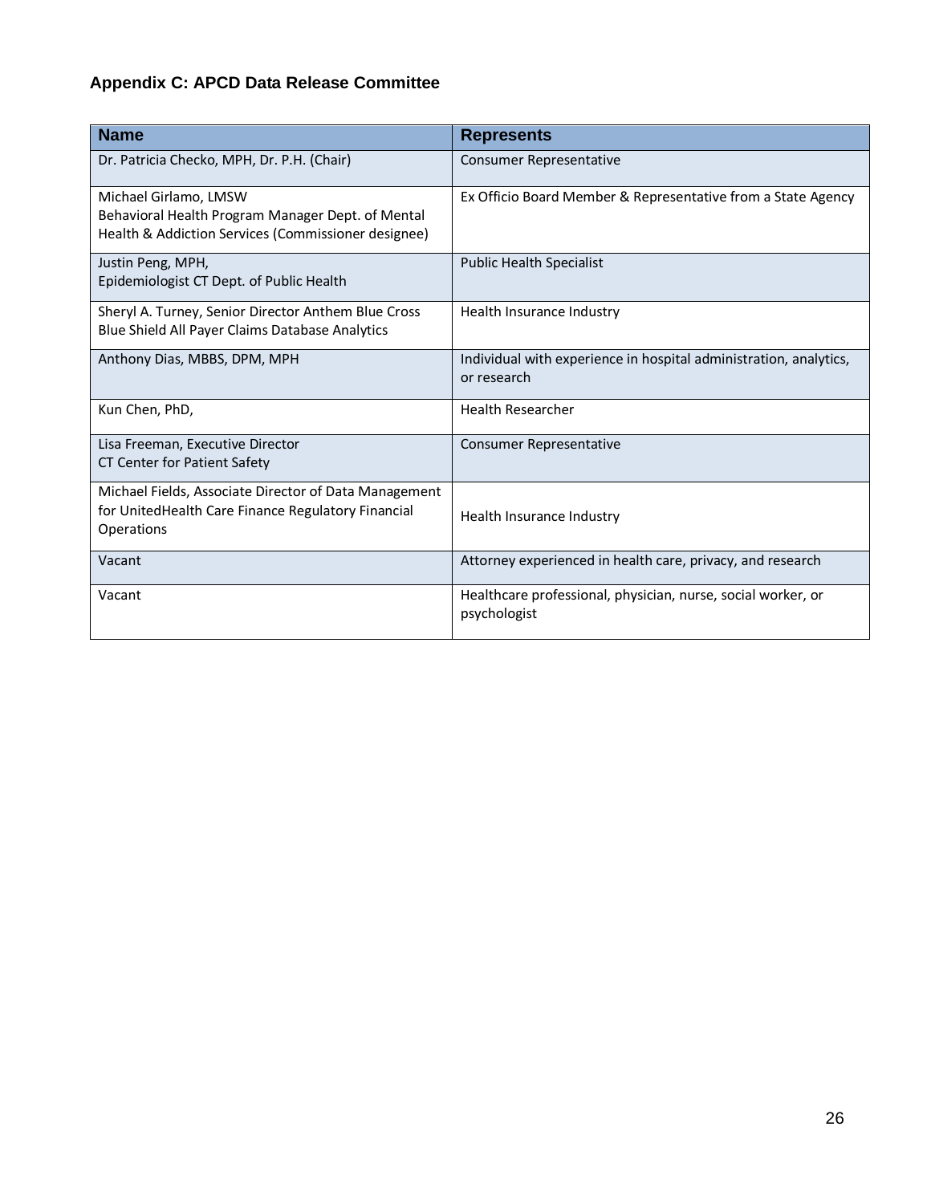## Appendix C: APCD Data Release Committee

| Name | Represents |
|---|---|
| Dr. Patricia Checko, MPH, Dr. P.H. (Chair) | Consumer Representative |
| Michael Girlamo, LMSW<br>Behavioral Health Program Manager Dept. of Mental Health & Addiction Services (Commissioner designee) | Ex Officio Board Member & Representative from a State Agency |
| Justin Peng, MPH,<br>Epidemiologist CT Dept. of Public Health | Public Health Specialist |
| Sheryl A. Turney, Senior Director Anthem Blue Cross Blue Shield All Payer Claims Database Analytics | Health Insurance Industry |
| Anthony Dias, MBBS, DPM, MPH | Individual with experience in hospital administration, analytics, or research |
| Kun Chen, PhD, | Health Researcher |
| Lisa Freeman, Executive Director<br>CT Center for Patient Safety | Consumer Representative |
| Michael Fields, Associate Director of Data Management for UnitedHealth Care Finance Regulatory Financial Operations | Health Insurance Industry |
| Vacant | Attorney experienced in health care, privacy, and research |
| Vacant | Healthcare professional, physician, nurse, social worker, or psychologist |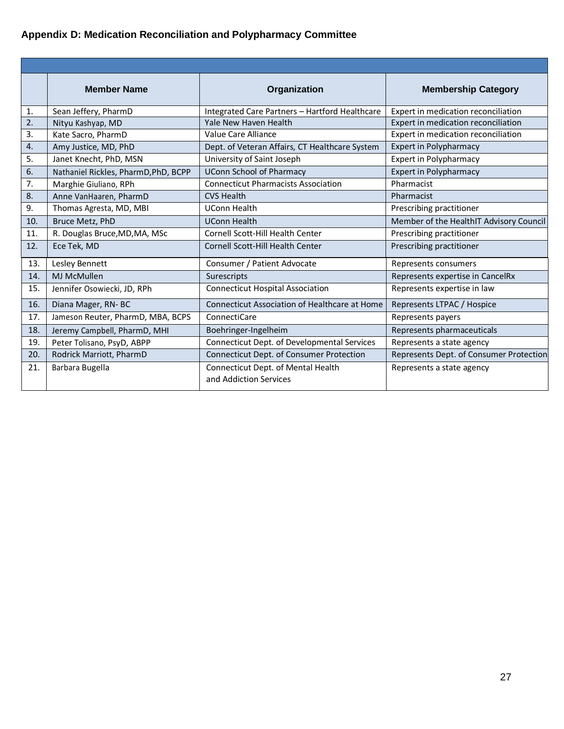## Appendix D: Medication Reconciliation and Polypharmacy Committee

| | Member Name | Organization | Membership Category |
|---|---|---|---|
| 1. | Sean Jeffery, PharmD | Integrated Care Partners – Hartford Healthcare | Expert in medication reconciliation |
| 2. | Nityu Kashyap, MD | Yale New Haven Health | Expert in medication reconciliation |
| 3. | Kate Sacro, PharmD | Value Care Alliance | Expert in medication reconciliation |
| 4. | Amy Justice, MD, PhD | Dept. of Veteran Affairs, CT Healthcare System | Expert in Polypharmacy |
| 5. | Janet Knecht, PhD, MSN | University of Saint Joseph | Expert in Polypharmacy |
| 6. | Nathaniel Rickles, PharmD,PhD, BCPP | UConn School of Pharmacy | Expert in Polypharmacy |
| 7. | Marghie Giuliano, RPh | Connecticut Pharmacists Association | Pharmacist |
| 8. | Anne VanHaaren, PharmD | CVS Health | Pharmacist |
| 9. | Thomas Agresta, MD, MBI | UConn Health | Prescribing practitioner |
| 10. | Bruce Metz, PhD | UConn Health | Member of the HealthIT Advisory Council |
| 11. | R. Douglas Bruce,MD,MA, MSc | Cornell Scott-Hill Health Center | Prescribing practitioner |
| 12. | Ece Tek, MD | Cornell Scott-Hill Health Center | Prescribing practitioner |
| 13. | Lesley Bennett | Consumer / Patient Advocate | Represents consumers |
| 14. | MJ McMullen | Surescripts | Represents expertise in CancelRx |
| 15. | Jennifer Osowiecki, JD, RPh | Connecticut Hospital Association | Represents expertise in law |
| 16. | Diana Mager, RN- BC | Connecticut Association of Healthcare at Home | Represents LTPAC / Hospice |
| 17. | Jameson Reuter, PharmD, MBA, BCPS | ConnectiCare | Represents payers |
| 18. | Jeremy Campbell, PharmD, MHI | Boehringer-Ingelheim | Represents pharmaceuticals |
| 19. | Peter Tolisano, PsyD, ABPP | Connecticut Dept. of Developmental Services | Represents a state agency |
| 20. | Rodrick Marriott, PharmD | Connecticut Dept. of Consumer Protection | Represents Dept. of Consumer Protection |
| 21. | Barbara Bugella | Connecticut Dept. of Mental Health and Addiction Services | Represents a state agency |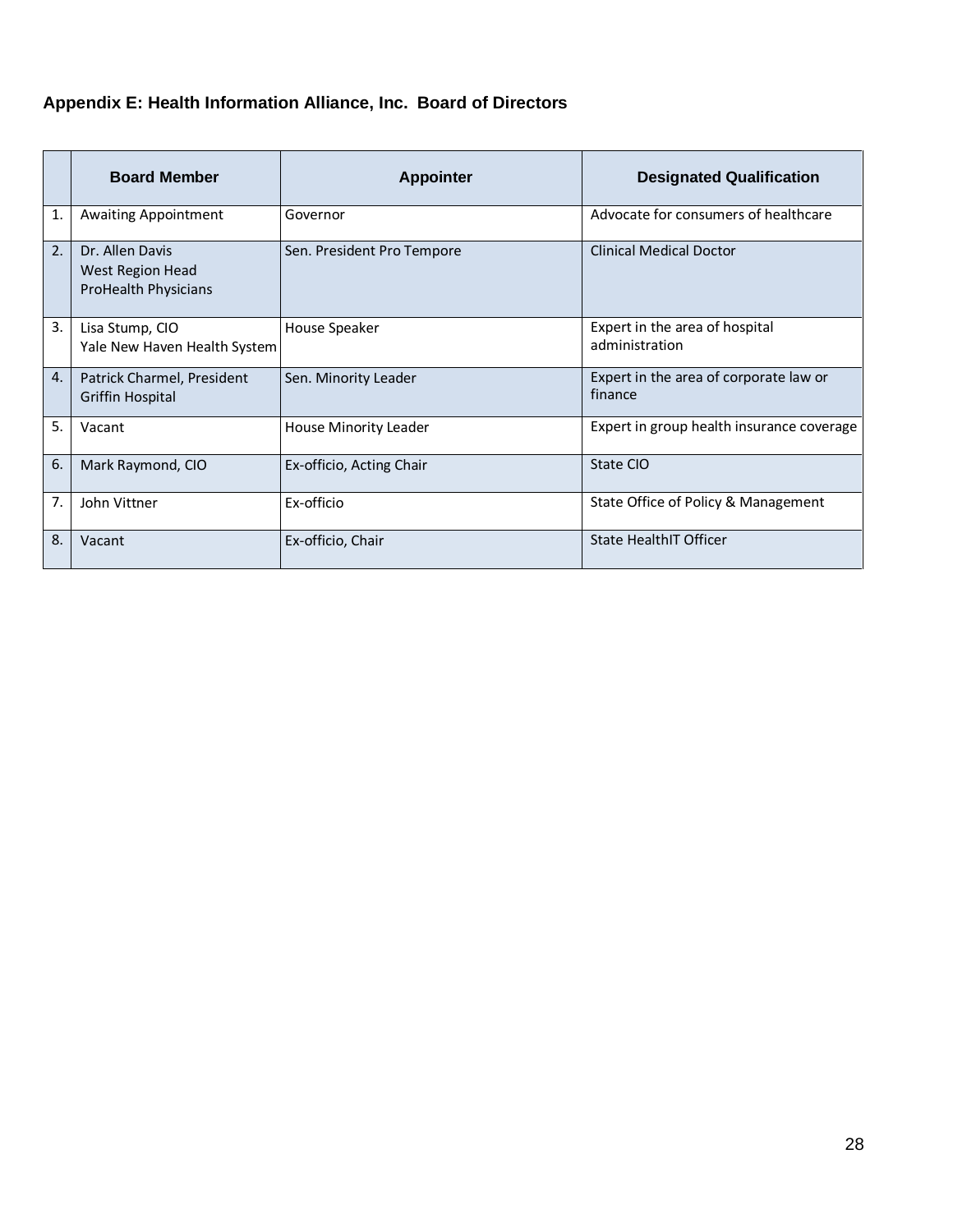## Appendix E: Health Information Alliance, Inc. Board of Directors

| | Board Member | Appointer | Designated Qualification |
|---|---|---|---|
| 1. | Awaiting Appointment | Governor | Advocate for consumers of healthcare |
| 2. | Dr. Allen Davis<br>West Region Head<br>ProHealth Physicians | Sen. President Pro Tempore | Clinical Medical Doctor |
| 3. | Lisa Stump, CIO<br>Yale New Haven Health System | House Speaker | Expert in the area of hospital administration |
| 4. | Patrick Charmel, President<br>Griffin Hospital | Sen. Minority Leader | Expert in the area of corporate law or finance |
| 5. | Vacant | House Minority Leader | Expert in group health insurance coverage |
| 6. | Mark Raymond, CIO | Ex-officio, Acting Chair | State CIO |
| 7. | John Vittner | Ex-officio | State Office of Policy & Management |
| 8. | Vacant | Ex-officio, Chair | State HealthIT Officer |